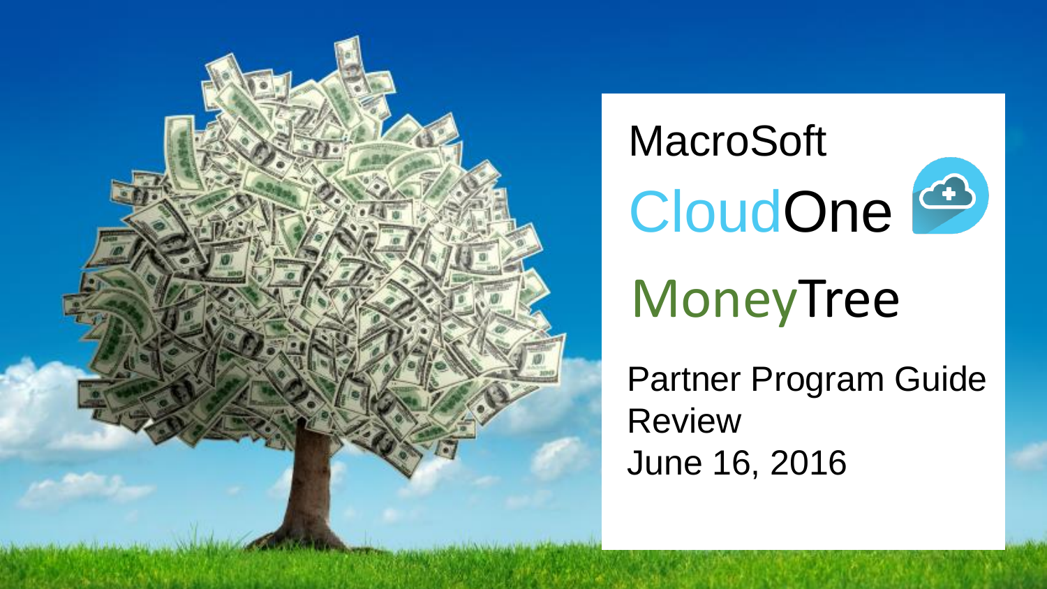# MacroSoft

# CloudOne

# MoneyTree

Partner Program Guide Review

June 16, 2016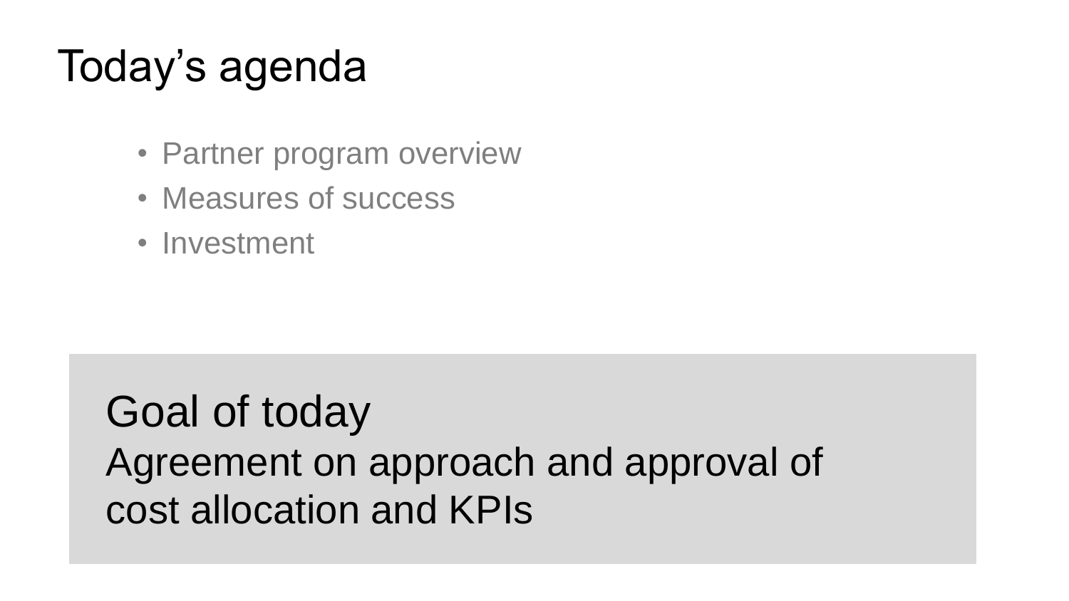# Today’s agenda

- Partner program overview
- Measures of success
- Investment

**Goal of today**

Agreement on approach and approval of cost allocation and KPIs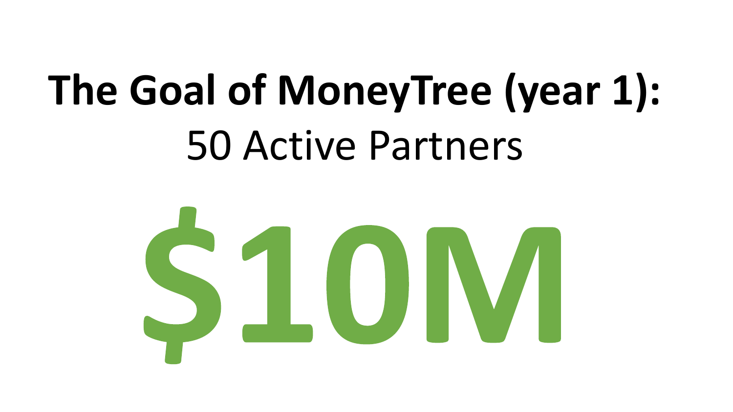# The Goal of MoneyTree (year 1):

50 Active Partners

# $10M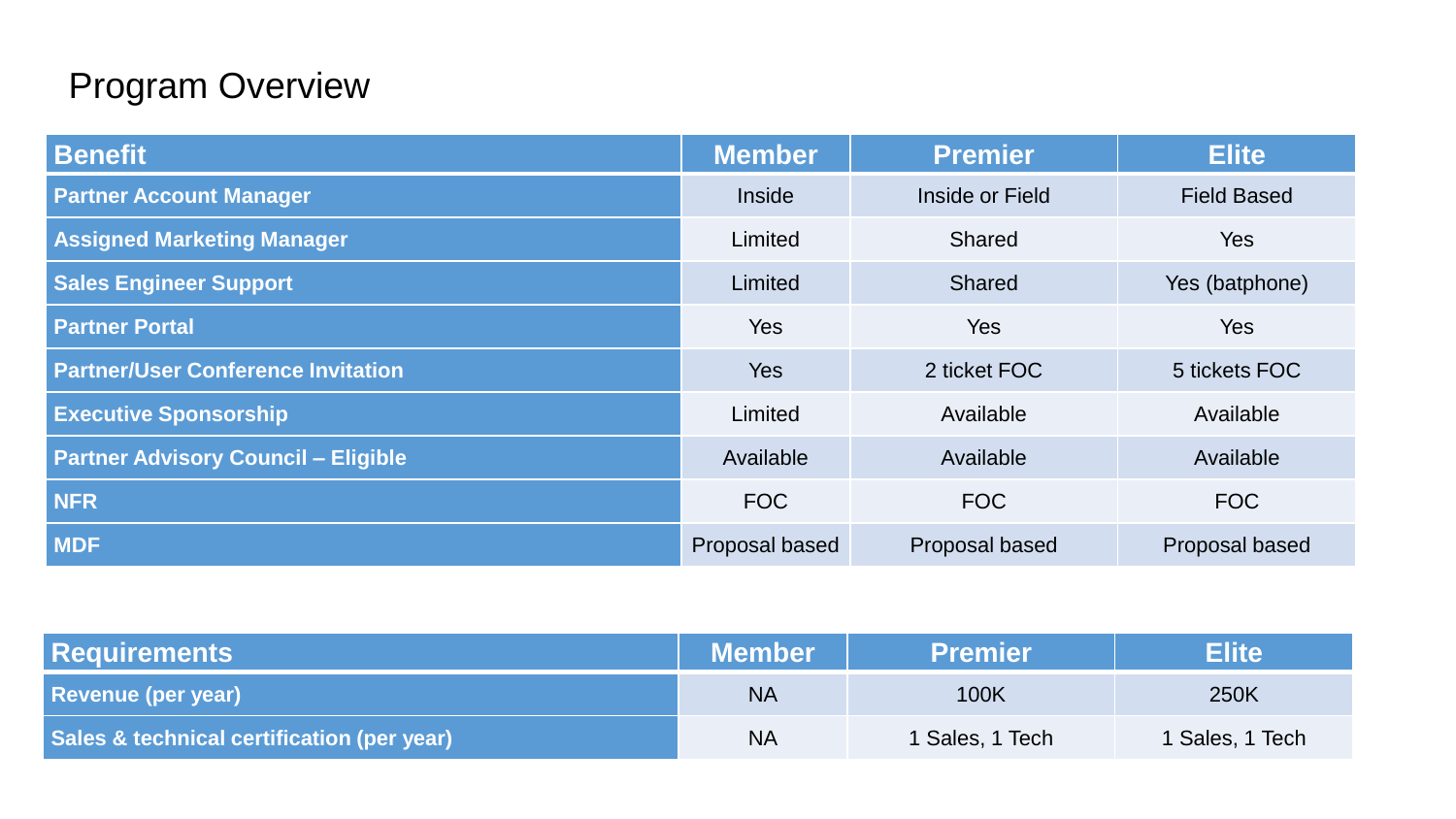# Program Overview

| Benefit | Member | Premier | Elite |
| --- | --- | --- | --- |
| **Partner Account Manager** | Inside | Inside or Field | Field Based |
| **Assigned Marketing Manager** | Limited | Shared | Yes |
| **Sales Engineer Support** | Limited | Shared | Yes (batphone) |
| **Partner Portal** | Yes | Yes | Yes |
| **Partner/User Conference Invitation** | Yes | 2 ticket FOC | 5 tickets FOC |
| **Executive Sponsorship** | Limited | Available | Available |
| **Partner Advisory Council – Eligible** | Available | Available | Available |
| **NFR** | FOC | FOC | FOC |
| **MDF** | Proposal based | Proposal based | Proposal based |

| Requirements | Member | Premier | Elite |
| --- | --- | --- | --- |
| **Revenue (per year)** | NA | 100K | 250K |
| **Sales & technical certification (per year)** | NA | 1 Sales, 1 Tech | 1 Sales, 1 Tech |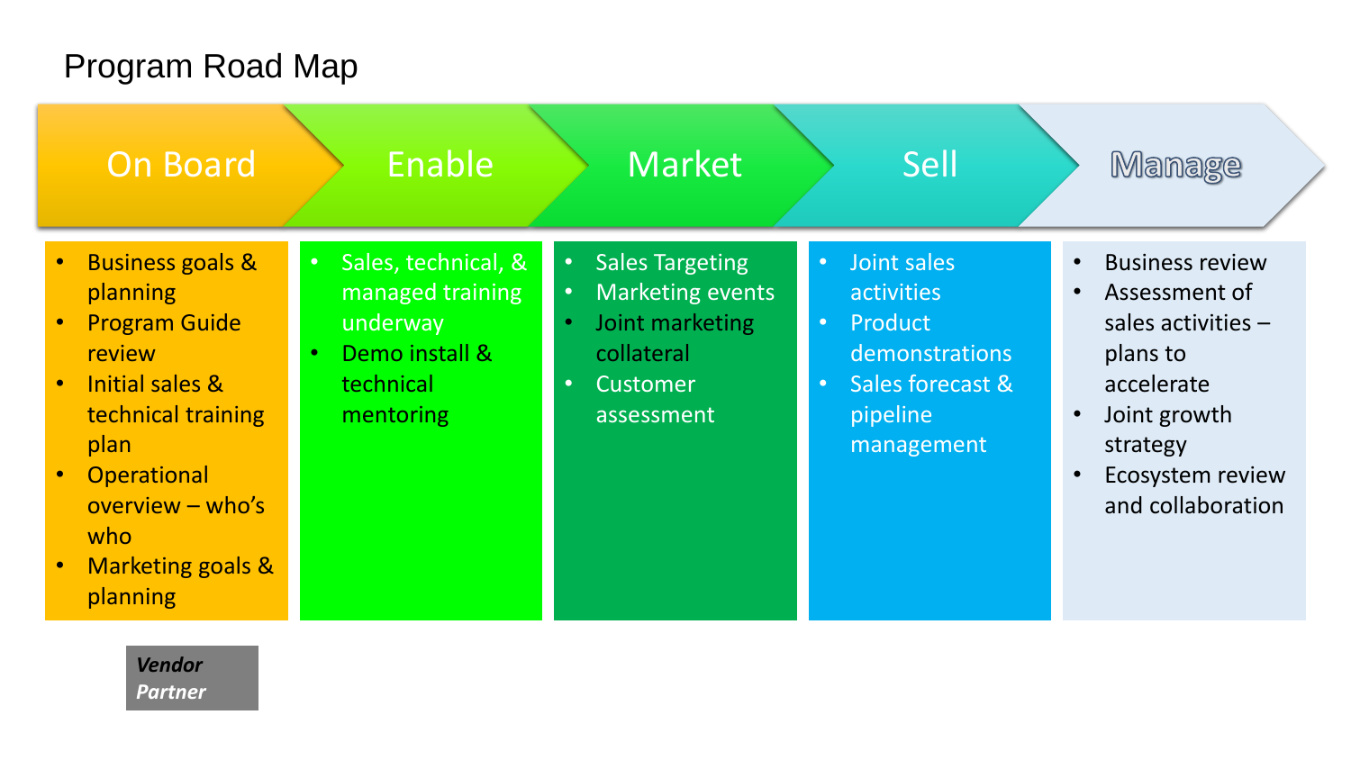# Program Road Map

| On Board | Enable | Market | Sell | Manage |
| --- | --- | --- | --- | --- |
| • Business goals & planning<br>• Program Guide review<br>• Initial sales & technical training plan<br>• Operational overview – who's who<br>• Marketing goals & planning | • Sales, technical, & managed training underway<br>• Demo install & technical mentoring | • Sales Targeting<br>• Marketing events<br>• Joint marketing collateral<br>• Customer assessment | • Joint sales activities<br>• Product demonstrations<br>• Sales forecast & pipeline management | • Business review<br>• Assessment of sales activities – plans to accelerate<br>• Joint growth strategy<br>• Ecosystem review and collaboration |

***Vendor***
***Partner***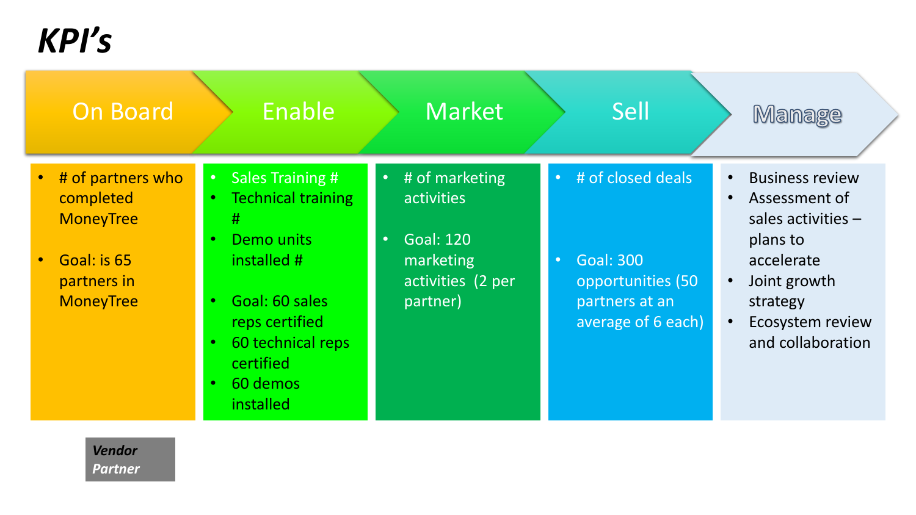# KPI's

| On Board | Enable | Market | Sell | Manage |
| --- | --- | --- | --- | --- |
| • # of partners who completed MoneyTree<br><br>• Goal: is 65 partners in MoneyTree | • Sales Training #<br>• Technical training #<br>• Demo units installed #<br><br>• Goal: 60 sales reps certified<br>• 60 technical reps certified<br>• 60 demos installed | • # of marketing activities<br><br>• Goal: 120 marketing activities (2 per partner) | • # of closed deals<br><br>• Goal: 300 opportunities (50 partners at an average of 6 each) | • Business review<br>• Assessment of sales activities – plans to accelerate<br>• Joint growth strategy<br>• Ecosystem review and collaboration |

***Vendor***
***Partner***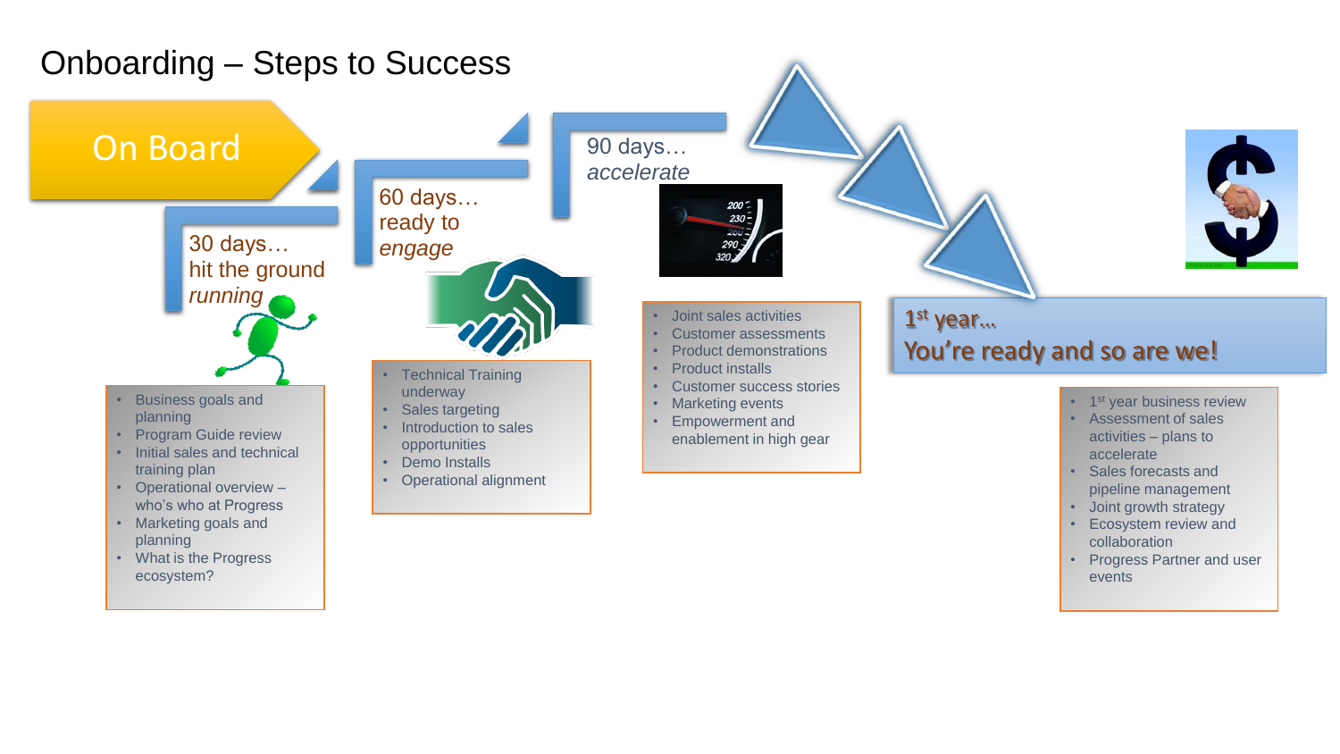# Onboarding – Steps to Success

## On Board

### 30 days… hit the ground *running*

- Business goals and planning
- Program Guide review
- Initial sales and technical training plan
- Operational overview – who's who at Progress
- Marketing goals and planning
- What is the Progress ecosystem?

### 60 days… ready to *engage*

- Technical Training underway
- Sales targeting
- Introduction to sales opportunities
- Demo Installs
- Operational alignment

### 90 days… *accelerate*

- Joint sales activities
- Customer assessments
- Product demonstrations
- Product installs
- Customer success stories
- Marketing events
- Empowerment and enablement in high gear

### 1st year… You're ready and so are we!

- 1st year business review
- Assessment of sales activities – plans to accelerate
- Sales forecasts and pipeline management
- Joint growth strategy
- Ecosystem review and collaboration
- Progress Partner and user events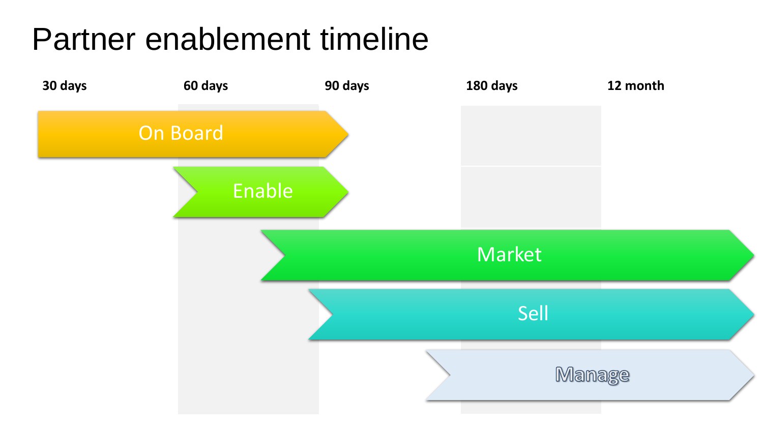# Partner enablement timeline

| 30 days | 60 days | 90 days | 180 days | 12 month |
| --- | --- | --- | --- | --- |

- On Board
- Enable
- Market
- Sell
- Manage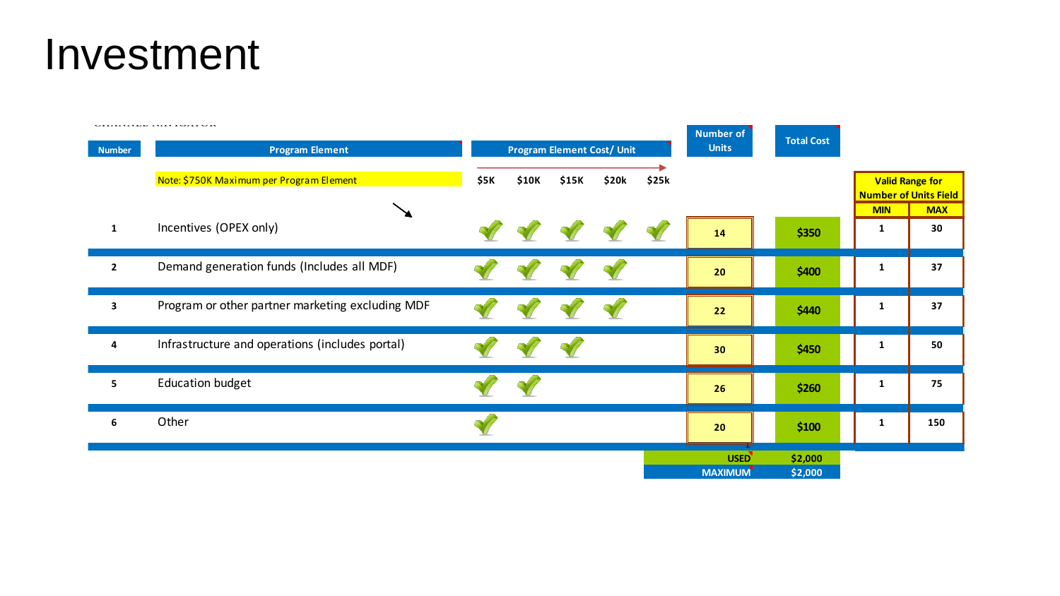# Investment

| Number | Program Element | $5K | $10K | $15K | $20k | $25k | Number of Units | Total Cost | Valid Range for Number of Units Field MIN | MAX |
|---|---|---|---|---|---|---|---|---|---|---|
| | Note: $750K Maximum per Program Element | | | | | | | | | |
| 1 | Incentives (OPEX only) | ✓ | ✓ | ✓ | ✓ | ✓ | 14 | $350 | 1 | 30 |
| 2 | Demand generation funds (Includes all MDF) | ✓ | ✓ | ✓ | ✓ | | 20 | $400 | 1 | 37 |
| 3 | Program or other partner marketing excluding MDF | ✓ | ✓ | ✓ | ✓ | | 22 | $440 | 1 | 37 |
| 4 | Infrastructure and operations (includes portal) | ✓ | ✓ | ✓ | | | 30 | $450 | 1 | 50 |
| 5 | Education budget | ✓ | ✓ | | | | 26 | $260 | 1 | 75 |
| 6 | Other | ✓ | | | | | 20 | $100 | 1 | 150 |
| | | | | | | | USED | $2,000 | | |
| | | | | | | | MAXIMUM | $2,000 | | |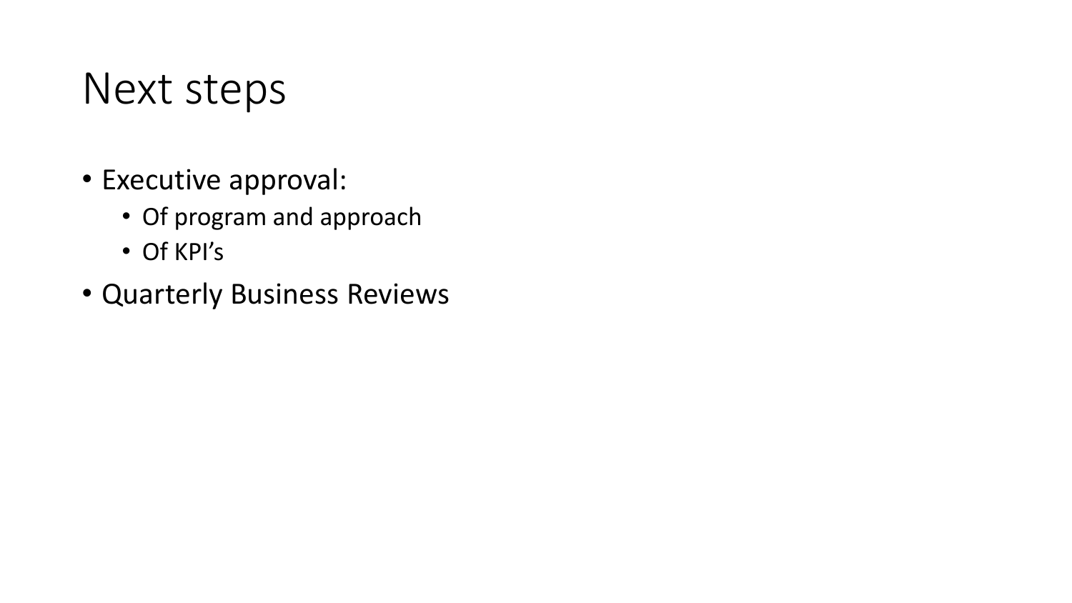# Next steps

- Executive approval:
  - Of program and approach
  - Of KPI's
- Quarterly Business Reviews